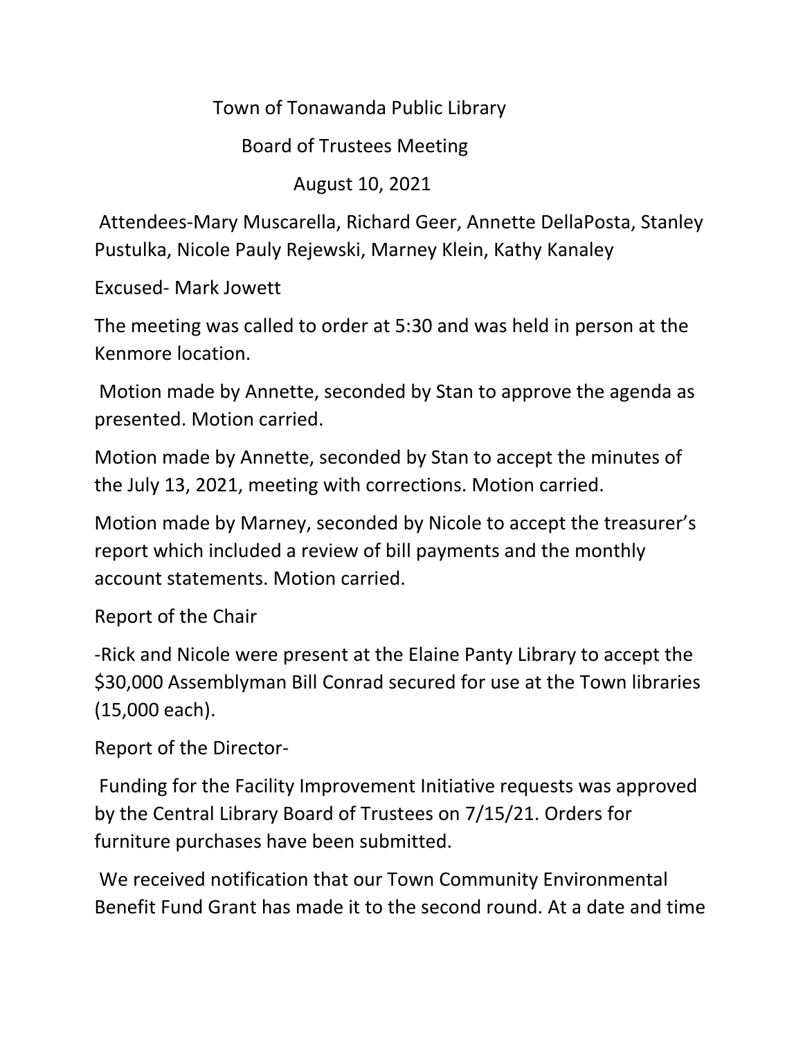# Town of Tonawanda Public Library

## Board of Trustees Meeting

### August 10, 2021

Attendees-Mary Muscarella, Richard Geer, Annette DellaPosta, Stanley Pustulka, Nicole Pauly Rejewski, Marney Klein, Kathy Kanaley

Excused- Mark Jowett

The meeting was called to order at 5:30 and was held in person at the Kenmore location.

Motion made by Annette, seconded by Stan to approve the agenda as presented. Motion carried.

Motion made by Annette, seconded by Stan to accept the minutes of the July 13, 2021, meeting with corrections. Motion carried.

Motion made by Marney, seconded by Nicole to accept the treasurer's report which included a review of bill payments and the monthly account statements. Motion carried.

Report of the Chair

-Rick and Nicole were present at the Elaine Panty Library to accept the $30,000 Assemblyman Bill Conrad secured for use at the Town libraries (15,000 each).

Report of the Director-

Funding for the Facility Improvement Initiative requests was approved by the Central Library Board of Trustees on 7/15/21. Orders for furniture purchases have been submitted.

We received notification that our Town Community Environmental Benefit Fund Grant has made it to the second round. At a date and time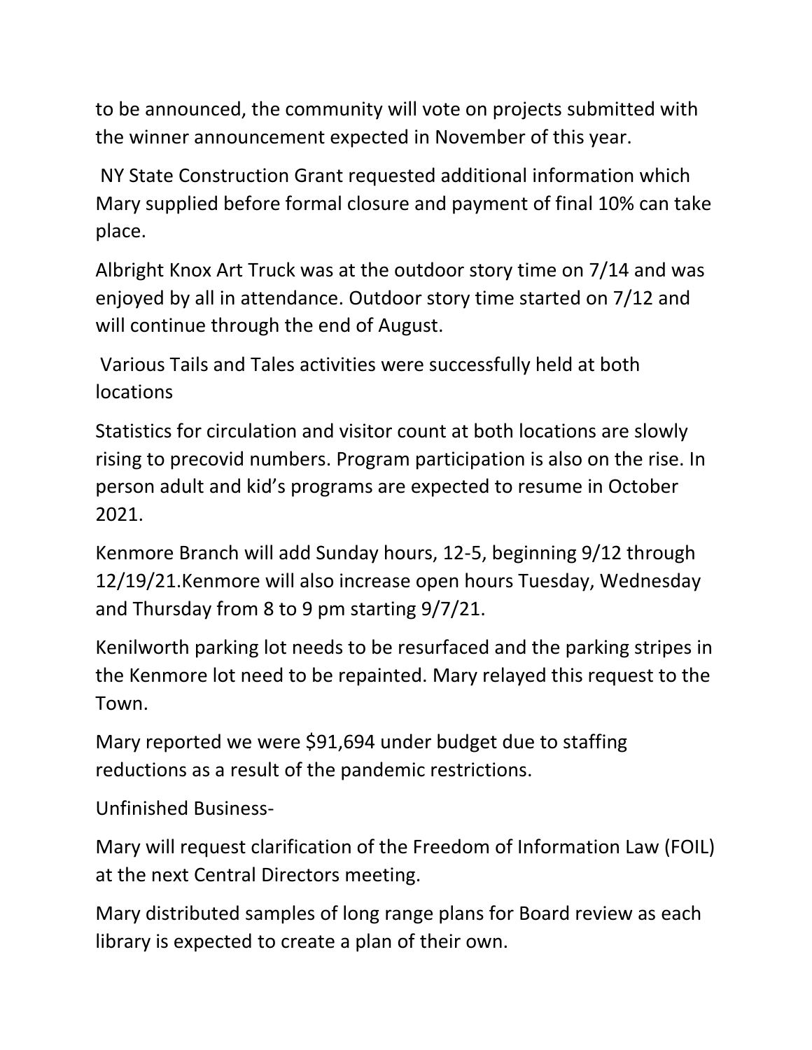to be announced, the community will vote on projects submitted with the winner announcement expected in November of this year.

NY State Construction Grant requested additional information which Mary supplied before formal closure and payment of final 10% can take place.

Albright Knox Art Truck was at the outdoor story time on 7/14 and was enjoyed by all in attendance. Outdoor story time started on 7/12 and will continue through the end of August.

Various Tails and Tales activities were successfully held at both locations

Statistics for circulation and visitor count at both locations are slowly rising to precovid numbers. Program participation is also on the rise. In person adult and kid's programs are expected to resume in October 2021.

Kenmore Branch will add Sunday hours, 12-5, beginning 9/12 through 12/19/21.Kenmore will also increase open hours Tuesday, Wednesday and Thursday from 8 to 9 pm starting 9/7/21.

Kenilworth parking lot needs to be resurfaced and the parking stripes in the Kenmore lot need to be repainted. Mary relayed this request to the Town.

Mary reported we were $91,694 under budget due to staffing reductions as a result of the pandemic restrictions.

Unfinished Business-

Mary will request clarification of the Freedom of Information Law (FOIL) at the next Central Directors meeting.

Mary distributed samples of long range plans for Board review as each library is expected to create a plan of their own.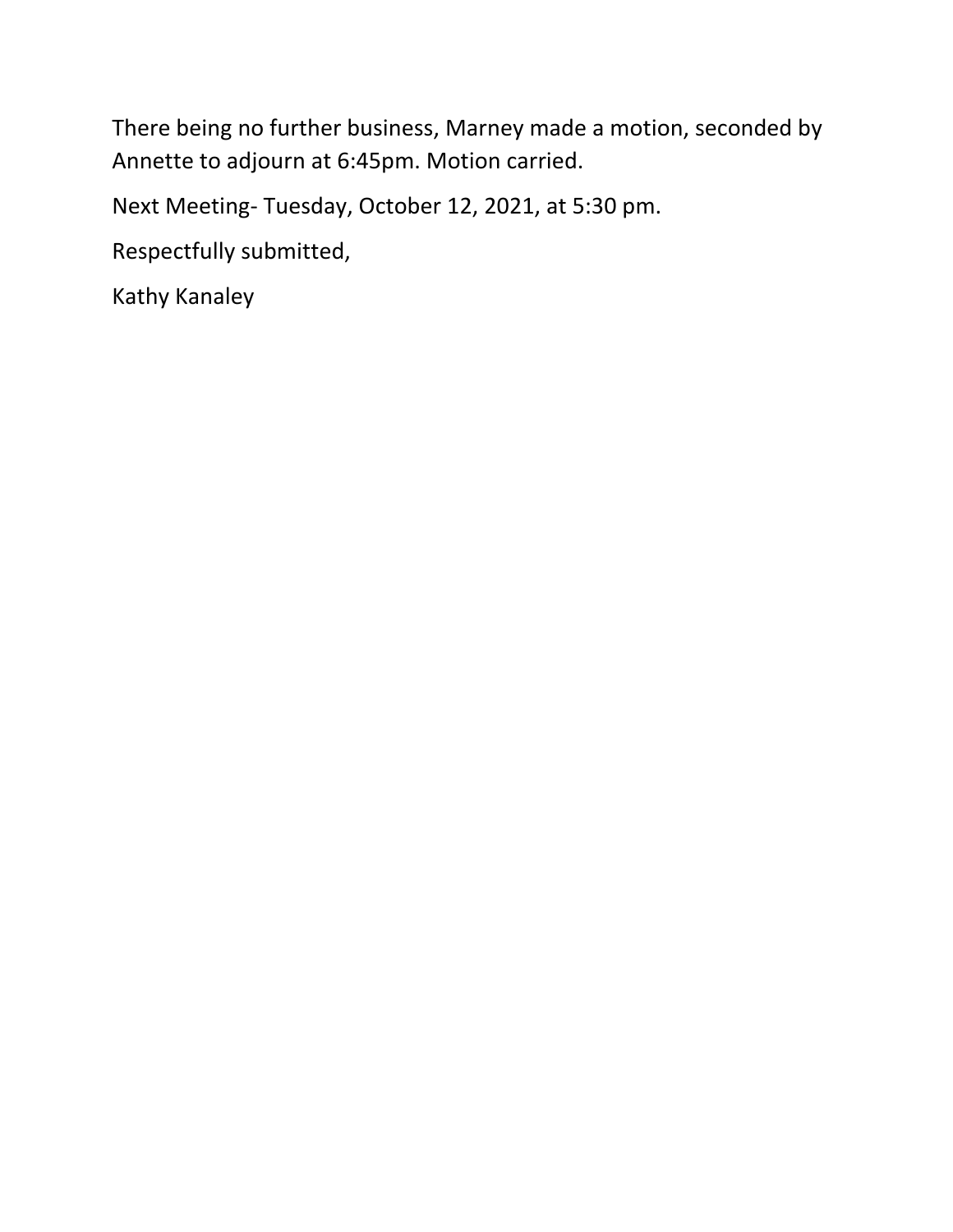There being no further business, Marney made a motion, seconded by Annette to adjourn at 6:45pm. Motion carried.

Next Meeting- Tuesday, October 12, 2021, at 5:30 pm.

Respectfully submitted,

Kathy Kanaley